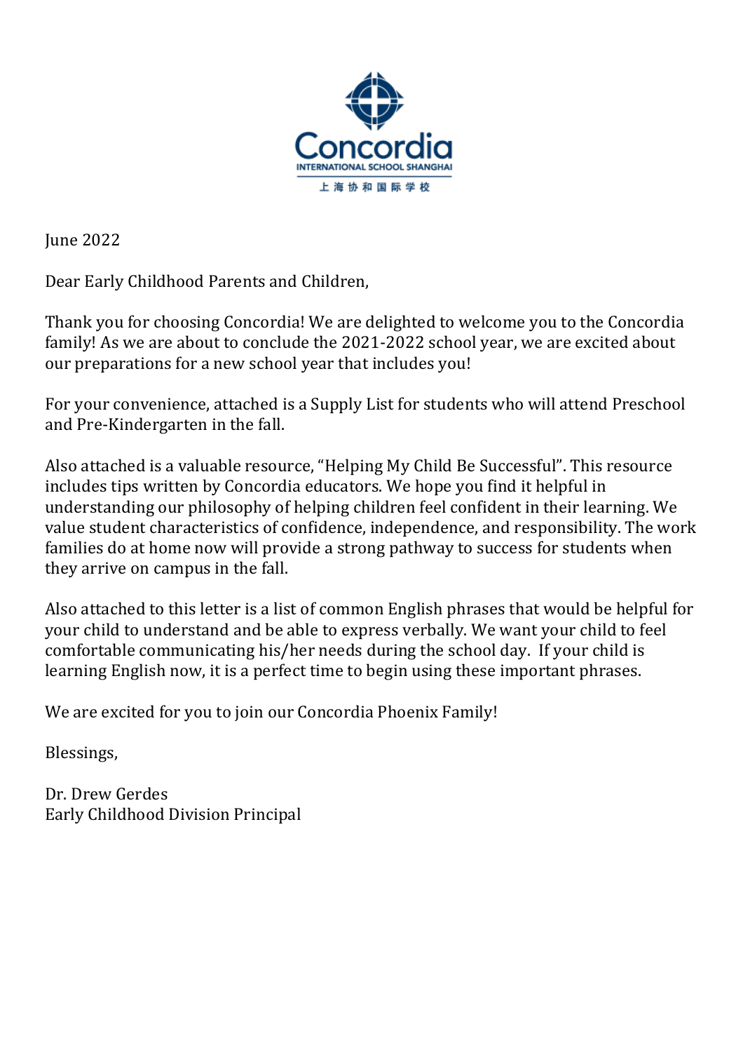Concordia

INTERNATIONAL SCHOOL SHANGHAI

上海协和国际学校

June 2022

Dear Early Childhood Parents and Children,

Thank you for choosing Concordia! We are delighted to welcome you to the Concordia family! As we are about to conclude the 2021-2022 school year, we are excited about our preparations for a new school year that includes you!

For your convenience, attached is a Supply List for students who will attend Preschool and Pre-Kindergarten in the fall.

Also attached is a valuable resource, "Helping My Child Be Successful". This resource includes tips written by Concordia educators. We hope you find it helpful in understanding our philosophy of helping children feel confident in their learning. We value student characteristics of confidence, independence, and responsibility. The work families do at home now will provide a strong pathway to success for students when they arrive on campus in the fall.

Also attached to this letter is a list of common English phrases that would be helpful for your child to understand and be able to express verbally. We want your child to feel comfortable communicating his/her needs during the school day. If your child is learning English now, it is a perfect time to begin using these important phrases.

We are excited for you to join our Concordia Phoenix Family!

Blessings,

Dr. Drew Gerdes
Early Childhood Division Principal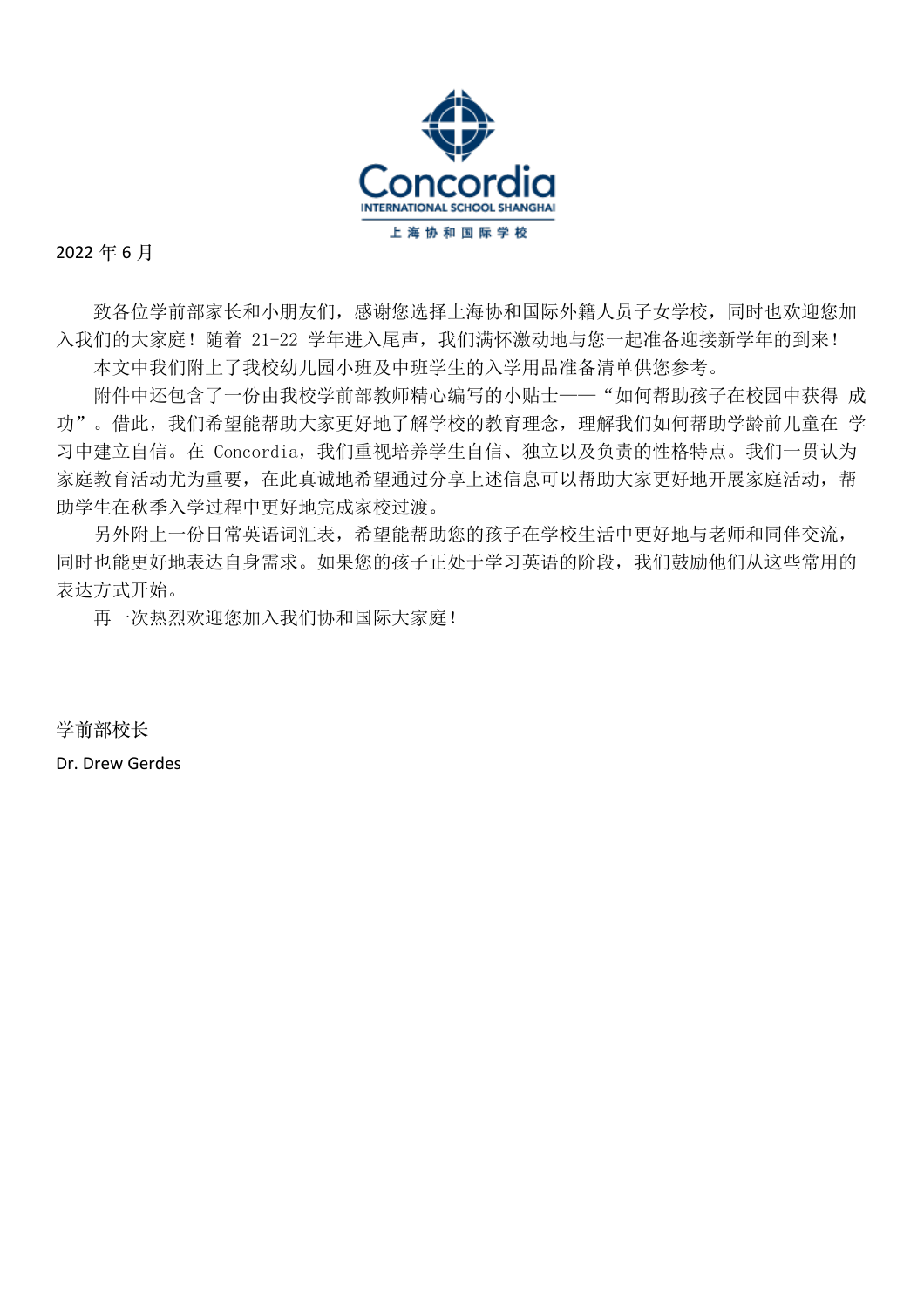Concordia

INTERNATIONAL SCHOOL SHANGHAI

上海协和国际学校

2022 年 6 月

致各位学前部家长和小朋友们，感谢您选择上海协和国际外籍人员子女学校，同时也欢迎您加入我们的大家庭！随着 21-22 学年进入尾声，我们满怀激动地与您一起准备迎接新学年的到来！

本文中我们附上了我校幼儿园小班及中班学生的入学用品准备清单供您参考。

附件中还包含了一份由我校学前部教师精心编写的小贴士——“如何帮助孩子在校园中获得 成功”。借此，我们希望能帮助大家更好地了解学校的教育理念，理解我们如何帮助学龄前儿童在 学习中建立自信。在 Concordia，我们重视培养学生自信、独立以及负责的性格特点。我们一贯认为家庭教育活动尤为重要，在此真诚地希望通过分享上述信息可以帮助大家更好地开展家庭活动，帮助学生在秋季入学过程中更好地完成家校过渡。

另外附上一份日常英语词汇表，希望能帮助您的孩子在学校生活中更好地与老师和同伴交流，同时也能更好地表达自身需求。如果您的孩子正处于学习英语的阶段，我们鼓励他们从这些常用的表达方式开始。

再一次热烈欢迎您加入我们协和国际大家庭！

学前部校长

Dr. Drew Gerdes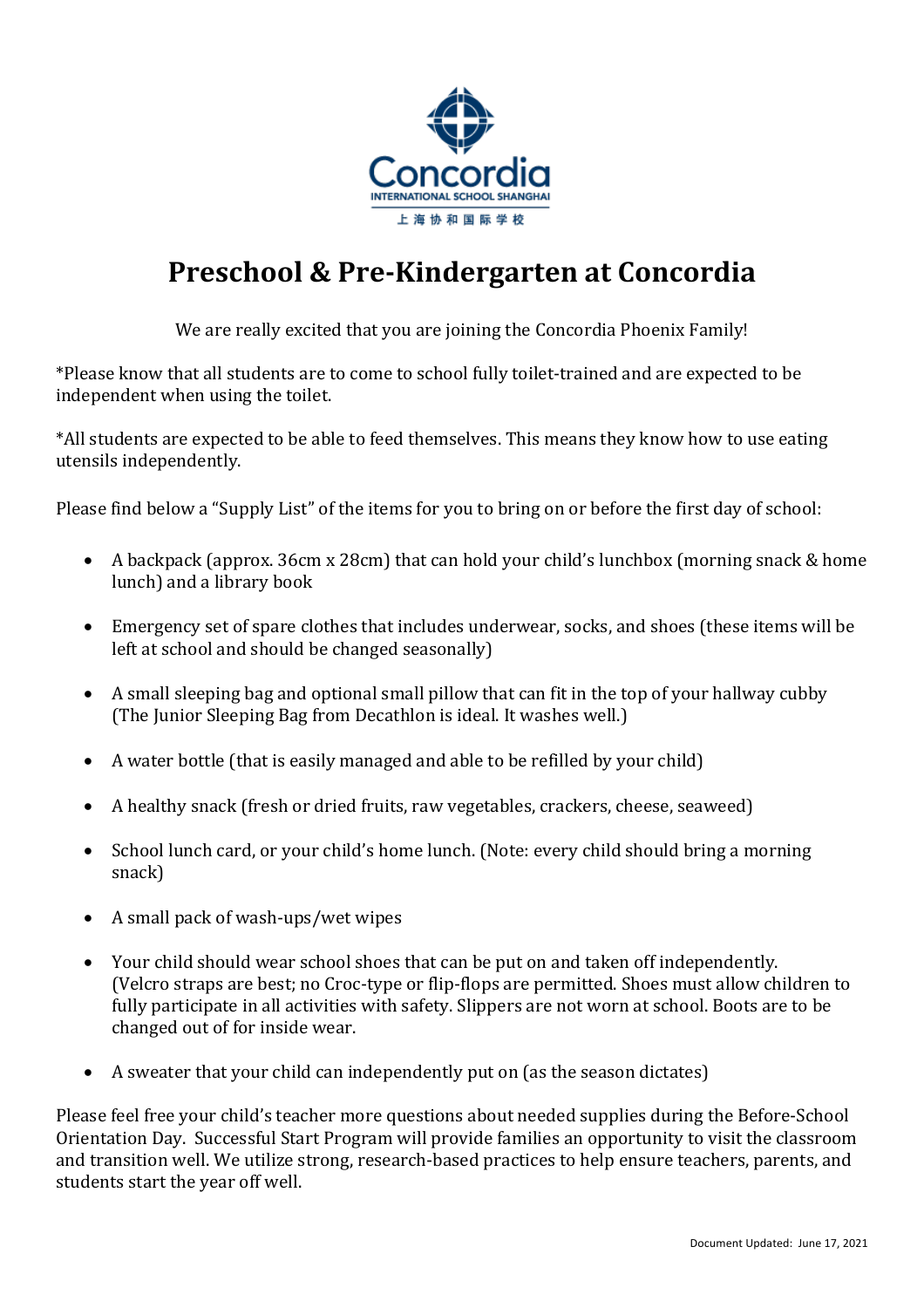# Preschool & Pre-Kindergarten at Concordia

We are really excited that you are joining the Concordia Phoenix Family!

*Please know that all students are to come to school fully toilet-trained and are expected to be independent when using the toilet.

*All students are expected to be able to feed themselves. This means they know how to use eating utensils independently.

Please find below a "Supply List" of the items for you to bring on or before the first day of school:

- A backpack (approx. 36cm x 28cm) that can hold your child's lunchbox (morning snack & home lunch) and a library book
- Emergency set of spare clothes that includes underwear, socks, and shoes (these items will be left at school and should be changed seasonally)
- A small sleeping bag and optional small pillow that can fit in the top of your hallway cubby (The Junior Sleeping Bag from Decathlon is ideal. It washes well.)
- A water bottle (that is easily managed and able to be refilled by your child)
- A healthy snack (fresh or dried fruits, raw vegetables, crackers, cheese, seaweed)
- School lunch card, or your child's home lunch. (Note: every child should bring a morning snack)
- A small pack of wash-ups/wet wipes
- Your child should wear school shoes that can be put on and taken off independently. (Velcro straps are best; no Croc-type or flip-flops are permitted. Shoes must allow children to fully participate in all activities with safety. Slippers are not worn at school. Boots are to be changed out of for inside wear.
- A sweater that your child can independently put on (as the season dictates)

Please feel free your child's teacher more questions about needed supplies during the Before-School Orientation Day. Successful Start Program will provide families an opportunity to visit the classroom and transition well. We utilize strong, research-based practices to help ensure teachers, parents, and students start the year off well.

Document Updated: June 17, 2021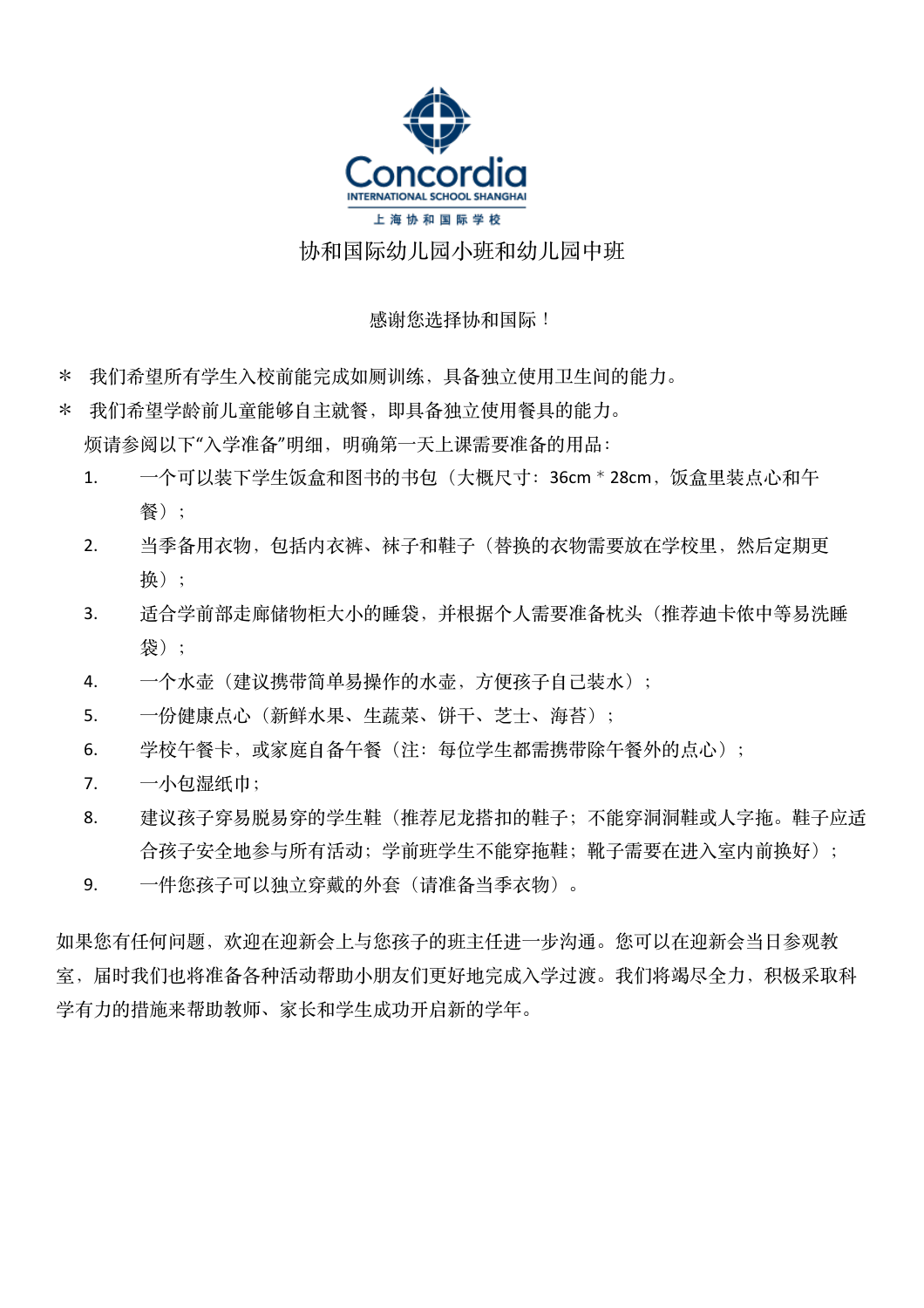Concordia

INTERNATIONAL SCHOOL SHANGHAI

上海协和国际学校

# 协和国际幼儿园小班和幼儿园中班

感谢您选择协和国际！

\* 我们希望所有学生入校前能完成如厕训练，具备独立使用卫生间的能力。

\* 我们希望学龄前儿童能够自主就餐，即具备独立使用餐具的能力。

烦请参阅以下“入学准备”明细，明确第一天上课需要准备的用品：

1. 一个可以装下学生饭盒和图书的书包（大概尺寸：36cm * 28cm，饭盒里装点心和午餐）；
2. 当季备用衣物，包括内衣裤、袜子和鞋子（替换的衣物需要放在学校里，然后定期更换）；
3. 适合学前部走廊储物柜大小的睡袋，并根据个人需要准备枕头（推荐迪卡侬中等易洗睡袋）；
4. 一个水壶（建议携带简单易操作的水壶，方便孩子自己装水）；
5. 一份健康点心（新鲜水果、生蔬菜、饼干、芝士、海苔）；
6. 学校午餐卡，或家庭自备午餐（注：每位学生都需携带除午餐外的点心）；
7. 一小包湿纸巾；
8. 建议孩子穿易脱易穿的学生鞋（推荐尼龙搭扣的鞋子；不能穿洞洞鞋或人字拖。鞋子应适合孩子安全地参与所有活动；学前班学生不能穿拖鞋；靴子需要在进入室内前换好）；
9. 一件您孩子可以独立穿戴的外套（请准备当季衣物）。

如果您有任何问题，欢迎在迎新会上与您孩子的班主任进一步沟通。您可以在迎新会当日参观教室，届时我们也将准备各种活动帮助小朋友们更好地完成入学过渡。我们将竭尽全力，积极采取科学有力的措施来帮助教师、家长和学生成功开启新的学年。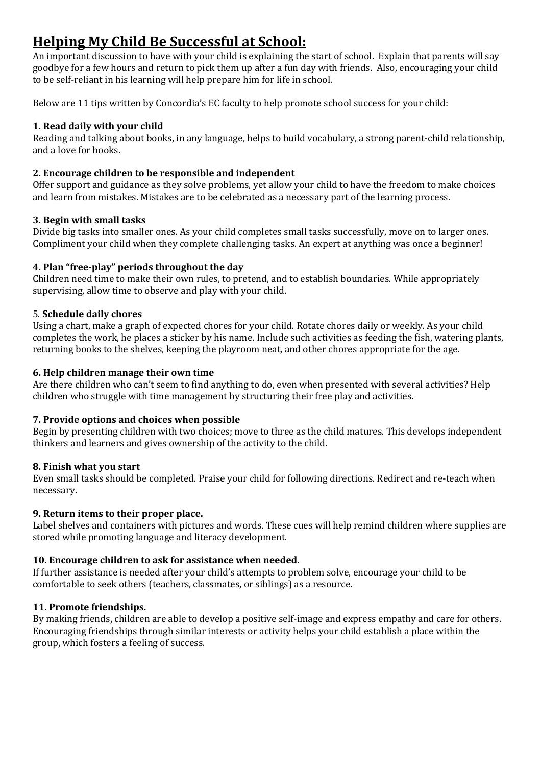# Helping My Child Be Successful at School:

An important discussion to have with your child is explaining the start of school. Explain that parents will say goodbye for a few hours and return to pick them up after a fun day with friends. Also, encouraging your child to be self-reliant in his learning will help prepare him for life in school.

Below are 11 tips written by Concordia's EC faculty to help promote school success for your child:

**1. Read daily with your child**

Reading and talking about books, in any language, helps to build vocabulary, a strong parent-child relationship, and a love for books.

**2. Encourage children to be responsible and independent**

Offer support and guidance as they solve problems, yet allow your child to have the freedom to make choices and learn from mistakes. Mistakes are to be celebrated as a necessary part of the learning process.

**3. Begin with small tasks**

Divide big tasks into smaller ones. As your child completes small tasks successfully, move on to larger ones. Compliment your child when they complete challenging tasks. An expert at anything was once a beginner!

**4. Plan "free-play" periods throughout the day**

Children need time to make their own rules, to pretend, and to establish boundaries. While appropriately supervising, allow time to observe and play with your child.

5. **Schedule daily chores**

Using a chart, make a graph of expected chores for your child. Rotate chores daily or weekly. As your child completes the work, he places a sticker by his name. Include such activities as feeding the fish, watering plants, returning books to the shelves, keeping the playroom neat, and other chores appropriate for the age.

**6. Help children manage their own time**

Are there children who can't seem to find anything to do, even when presented with several activities? Help children who struggle with time management by structuring their free play and activities.

**7. Provide options and choices when possible**

Begin by presenting children with two choices; move to three as the child matures. This develops independent thinkers and learners and gives ownership of the activity to the child.

**8. Finish what you start**

Even small tasks should be completed. Praise your child for following directions. Redirect and re-teach when necessary.

**9. Return items to their proper place.**

Label shelves and containers with pictures and words. These cues will help remind children where supplies are stored while promoting language and literacy development.

**10. Encourage children to ask for assistance when needed.**

If further assistance is needed after your child's attempts to problem solve, encourage your child to be comfortable to seek others (teachers, classmates, or siblings) as a resource.

**11. Promote friendships.**

By making friends, children are able to develop a positive self-image and express empathy and care for others. Encouraging friendships through similar interests or activity helps your child establish a place within the group, which fosters a feeling of success.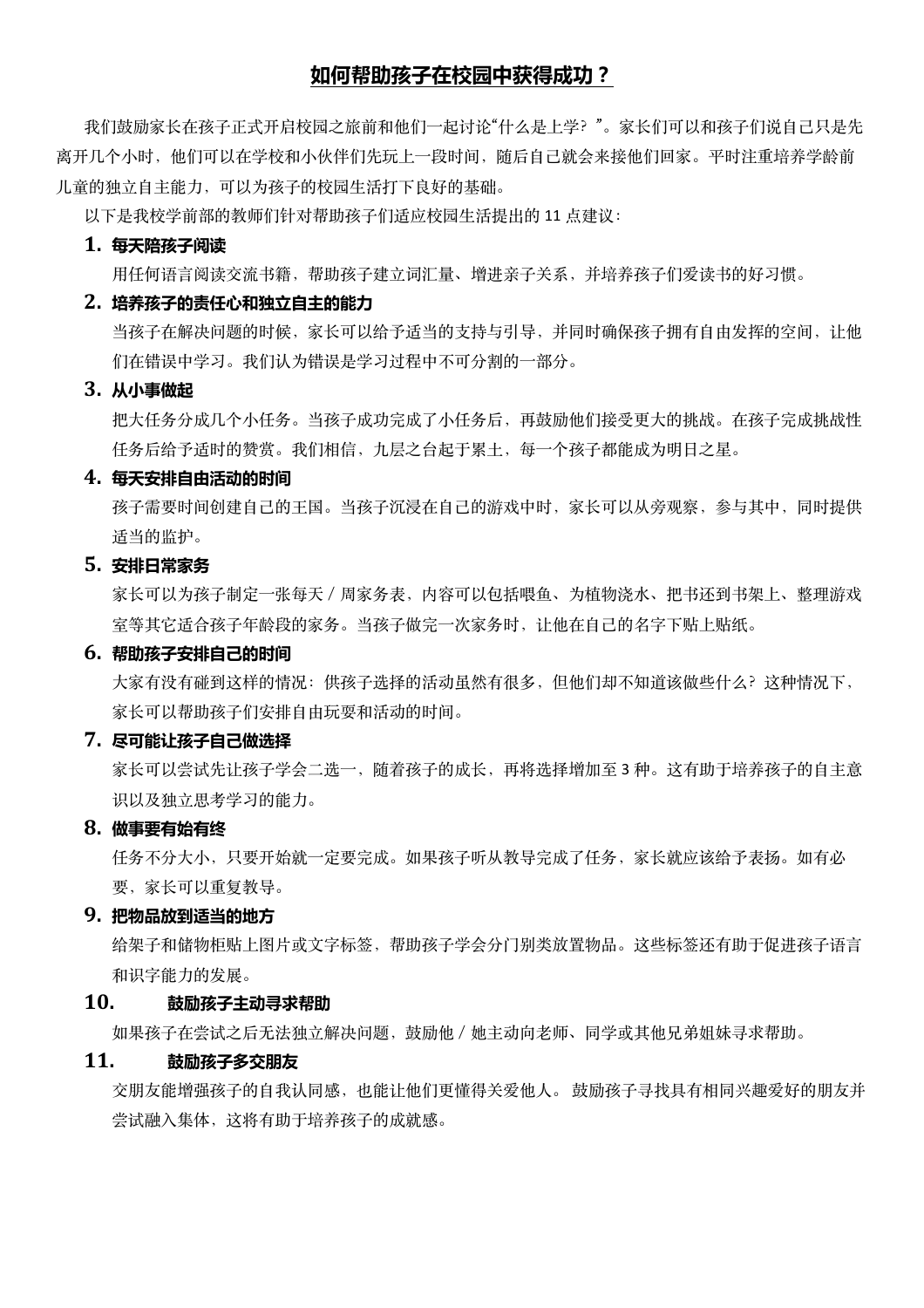# 如何帮助孩子在校园中获得成功？

我们鼓励家长在孩子正式开启校园之旅前和他们一起讨论“什么是上学？”。家长们可以和孩子们说自己只是先离开几个小时，他们可以在学校和小伙伴们先玩上一段时间，随后自己就会来接他们回家。平时注重培养学龄前儿童的独立自主能力，可以为孩子的校园生活打下良好的基础。

以下是我校学前部的教师们针对帮助孩子们适应校园生活提出的 11 点建议：

1. **每天陪孩子阅读**

   用任何语言阅读交流书籍，帮助孩子建立词汇量、增进亲子关系，并培养孩子们爱读书的好习惯。

2. **培养孩子的责任心和独立自主的能力**

   当孩子在解决问题的时候，家长可以给予适当的支持与引导，并同时确保孩子拥有自由发挥的空间，让他们在错误中学习。我们认为错误是学习过程中不可分割的一部分。

3. **从小事做起**

   把大任务分成几个小任务。当孩子成功完成了小任务后，再鼓励他们接受更大的挑战。在孩子完成挑战性任务后给予适时的赞赏。我们相信，九层之台起于累土，每一个孩子都能成为明日之星。

4. **每天安排自由活动的时间**

   孩子需要时间创建自己的王国。当孩子沉浸在自己的游戏中时，家长可以从旁观察，参与其中，同时提供适当的监护。

5. **安排日常家务**

   家长可以为孩子制定一张每天／周家务表，内容可以包括喂鱼、为植物浇水、把书还到书架上、整理游戏室等其它适合孩子年龄段的家务。当孩子做完一次家务时，让他在自己的名字下贴上贴纸。

6. **帮助孩子安排自己的时间**

   大家有没有碰到这样的情况：供孩子选择的活动虽然有很多，但他们却不知道该做些什么？这种情况下，家长可以帮助孩子们安排自由玩耍和活动的时间。

7. **尽可能让孩子自己做选择**

   家长可以尝试先让孩子学会二选一，随着孩子的成长，再将选择增加至 3 种。这有助于培养孩子的自主意识以及独立思考学习的能力。

8. **做事要有始有终**

   任务不分大小，只要开始就一定要完成。如果孩子听从教导完成了任务，家长就应该给予表扬。如有必要，家长可以重复教导。

9. **把物品放到适当的地方**

   给架子和储物柜贴上图片或文字标签，帮助孩子学会分门别类放置物品。这些标签还有助于促进孩子语言和识字能力的发展。

10. **鼓励孩子主动寻求帮助**

    如果孩子在尝试之后无法独立解决问题，鼓励他／她主动向老师、同学或其他兄弟姐妹寻求帮助。

11. **鼓励孩子多交朋友**

    交朋友能增强孩子的自我认同感，也能让他们更懂得关爱他人。 鼓励孩子寻找具有相同兴趣爱好的朋友并尝试融入集体，这将有助于培养孩子的成就感。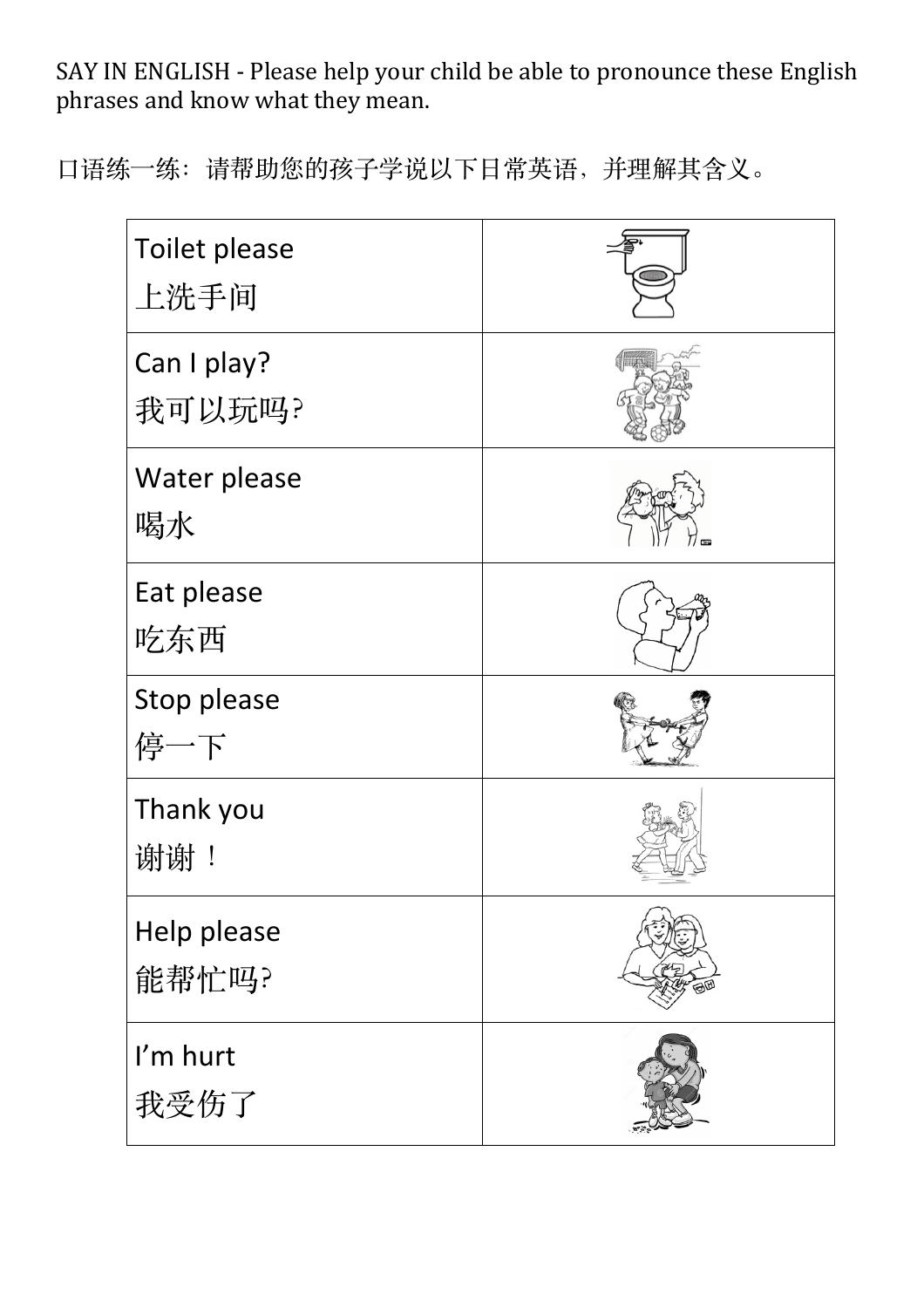SAY IN ENGLISH - Please help your child be able to pronounce these English phrases and know what they mean.

口语练一练：请帮助您的孩子学说以下日常英语，并理解其含义。

| | |
|---|---|
| Toilet please<br>上洗手间 | |
| Can I play?<br>我可以玩吗? | |
| Water please<br>喝水 | |
| Eat please<br>吃东西 | |
| Stop please<br>停一下 | |
| Thank you<br>谢谢！ | |
| Help please<br>能帮忙吗? | |
| I'm hurt<br>我受伤了 | |